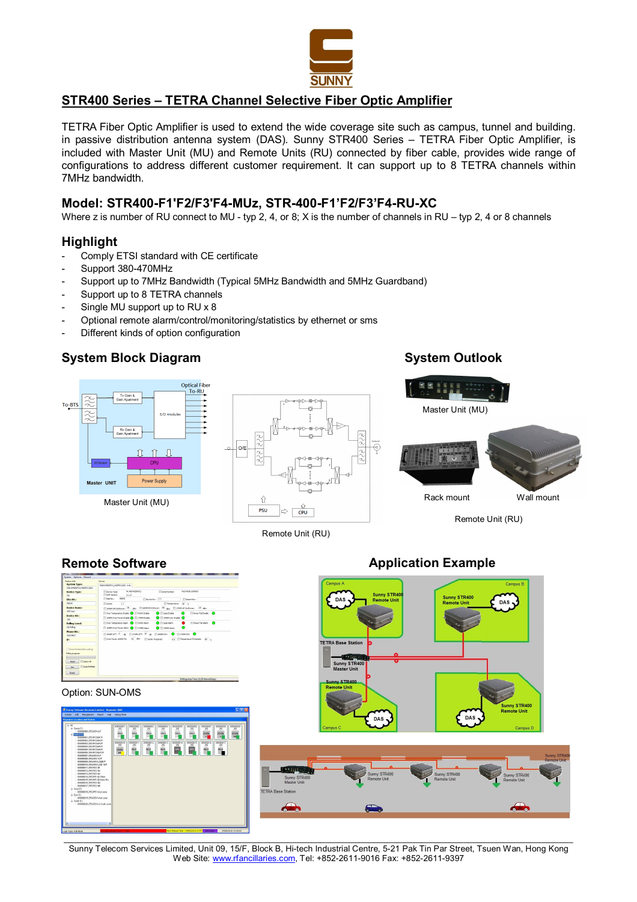SUNNY

# STR400 Series – TETRA Channel Selective Fiber Optic Amplifier

TETRA Fiber Optic Amplifier is used to extend the wide coverage site such as campus, tunnel and building. in passive distribution antenna system (DAS). Sunny STR400 Series – TETRA Fiber Optic Amplifier, is included with Master Unit (MU) and Remote Units (RU) connected by fiber cable, provides wide range of configurations to address different customer requirement. It can support up to 8 TETRA channels within 7MHz bandwidth.

## Model: STR400-F1'F2/F3'F4-MUz, STR-400-F1'F2/F3'F4-RU-XC

Where z is number of RU connect to MU - typ 2, 4, or 8; X is the number of channels in RU – typ 2, 4 or 8 channels

## Highlight

- Comply ETSI standard with CE certificate
- Support 380-470MHz
- Support up to 7MHz Bandwidth (Typical 5MHz Bandwidth and 5MHz Guardband)
- Support up to 8 TETRA channels
- Single MU support up to RU x 8
- Optional remote alarm/control/monitoring/statistics by ethernet or sms
- Different kinds of option configuration

## System Block Diagram

Optical Fiber To-RU

To-BTS

Tx Gain & Gain Ajustment

E/O modules

Rx Gain & Gain Ajustment

CPU

Power Supply

Master UNIT

Master Unit (MU)

O/E

PSU

CPU

Remote Unit (RU)

## System Outlook

Master Unit (MU)

Rack mount

Wall mount

Remote Unit (RU)

## Remote Software

Option: SUN-OMS

## Application Example

Campus A

Campus B

Campus C

Campus D

DAS

Sunny STR400 Remote Unit

TETRA Base Station

Sunny STR400 Master Unit

Sunny STR400 Master Unit

Sunny STR400 Remote Unit

TETRA Base Station

Sunny Telecom Services Limited, Unit 09, 15/F, Block B, Hi-tech Industrial Centre, 5-21 Pak Tin Par Street, Tsuen Wan, Hong Kong
Web Site: www.rfancillaries.com, Tel: +852-2611-9016 Fax: +852-2611-9397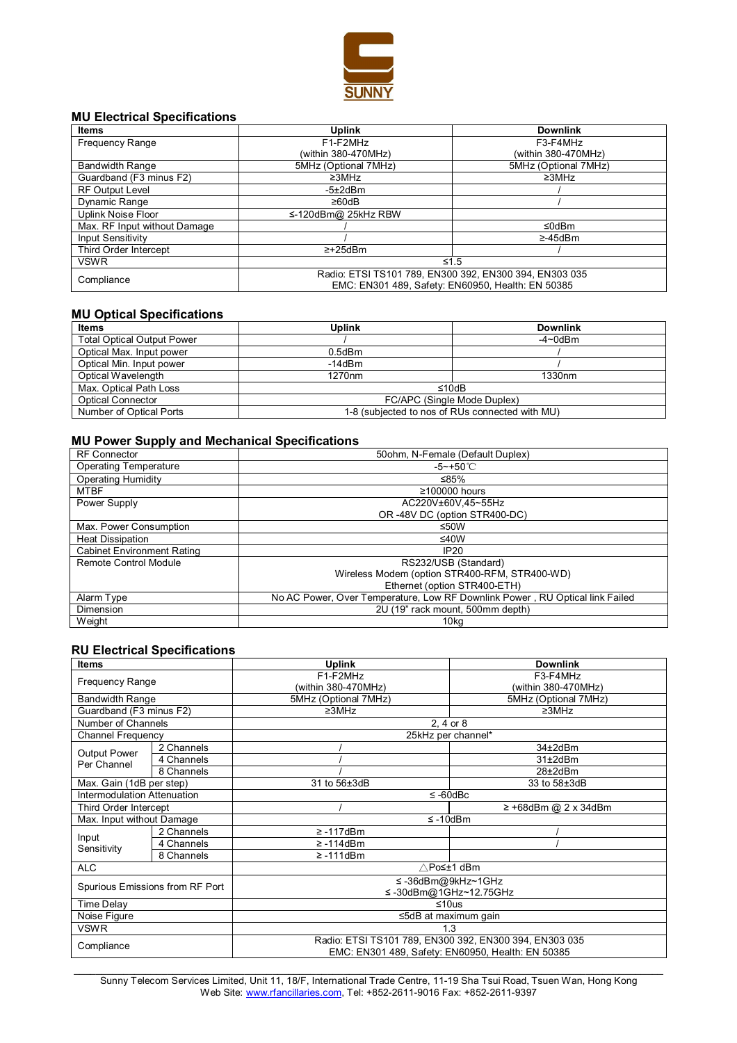SUNNY

## MU Electrical Specifications

| Items | Uplink | Downlink |
|---|---|---|
| Frequency Range | F1-F2MHz (within 380-470MHz) | F3-F4MHz (within 380-470MHz) |
| Bandwidth Range | 5MHz (Optional 7MHz) | 5MHz (Optional 7MHz) |
| Guardband (F3 minus F2) | ≥3MHz | ≥3MHz |
| RF Output Level | -5±2dBm | / |
| Dynamic Range | ≥60dB | / |
| Uplink Noise Floor | ≤-120dBm@ 25kHz RBW | |
| Max. RF Input without Damage | / | ≤0dBm |
| Input Sensitivity | / | ≥-45dBm |
| Third Order Intercept | ≥+25dBm | / |
| VSWR | ≤1.5 | |
| Compliance | Radio: ETSI TS101 789, EN300 392, EN300 394, EN303 035<br>EMC: EN301 489, Safety: EN60950, Health: EN 50385 | |

## MU Optical Specifications

| Items | Uplink | Downlink |
|---|---|---|
| Total Optical Output Power | / | -4~0dBm |
| Optical Max. Input power | 0.5dBm | / |
| Optical Min. Input power | -14dBm | / |
| Optical Wavelength | 1270nm | 1330nm |
| Max. Optical Path Loss | ≤10dB | |
| Optical Connector | FC/APC (Single Mode Duplex) | |
| Number of Optical Ports | 1-8 (subjected to nos of RUs connected with MU) | |

## MU Power Supply and Mechanical Specifications

| | |
|---|---|
| RF Connector | 50ohm, N-Female (Default Duplex) |
| Operating Temperature | -5~+50℃ |
| Operating Humidity | ≤85% |
| MTBF | ≥100000 hours |
| Power Supply | AC220V±60V,45~55Hz<br>OR -48V DC (option STR400-DC) |
| Max. Power Consumption | ≤50W |
| Heat Dissipation | ≤40W |
| Cabinet Environment Rating | IP20 |
| Remote Control Module | RS232/USB (Standard)<br>Wireless Modem (option STR400-RFM, STR400-WD)<br>Ethernet (option STR400-ETH) |
| Alarm Type | No AC Power, Over Temperature, Low RF Downlink Power , RU Optical link Failed |
| Dimension | 2U (19" rack mount, 500mm depth) |
| Weight | 10kg |

## RU Electrical Specifications

| Items | | Uplink | Downlink |
|---|---|---|---|
| Frequency Range | | F1-F2MHz (within 380-470MHz) | F3-F4MHz (within 380-470MHz) |
| Bandwidth Range | | 5MHz (Optional 7MHz) | 5MHz (Optional 7MHz) |
| Guardband (F3 minus F2) | | ≥3MHz | ≥3MHz |
| Number of Channels | | 2, 4 or 8 | |
| Channel Frequency | | 25kHz per channel* | |
| Output Power Per Channel | 2 Channels | / | 34±2dBm |
| | 4 Channels | / | 31±2dBm |
| | 8 Channels | / | 28±2dBm |
| Max. Gain (1dB per step) | | 31 to 56±3dB | 33 to 58±3dB |
| Intermodulation Attenuation | | ≤ -60dBc | |
| Third Order Intercept | | / | ≥ +68dBm @ 2 x 34dBm |
| Max. Input without Damage | | ≤ -10dBm | |
| Input Sensitivity | 2 Channels | ≥ -117dBm | / |
| | 4 Channels | ≥ -114dBm | / |
| | 8 Channels | ≥ -111dBm | |
| ALC | | △Po≤±1 dBm | |
| Spurious Emissions from RF Port | | ≤ -36dBm@9kHz~1GHz<br>≤ -30dBm@1GHz~12.75GHz | |
| Time Delay | | ≤10us | |
| Noise Figure | | ≤5dB at maximum gain | |
| VSWR | | 1.3 | |
| Compliance | | Radio: ETSI TS101 789, EN300 392, EN300 394, EN303 035<br>EMC: EN301 489, Safety: EN60950, Health: EN 50385 | |

Sunny Telecom Services Limited, Unit 11, 18/F, International Trade Centre, 11-19 Sha Tsui Road, Tsuen Wan, Hong Kong
Web Site: www.rfancillaries.com, Tel: +852-2611-9016 Fax: +852-2611-9397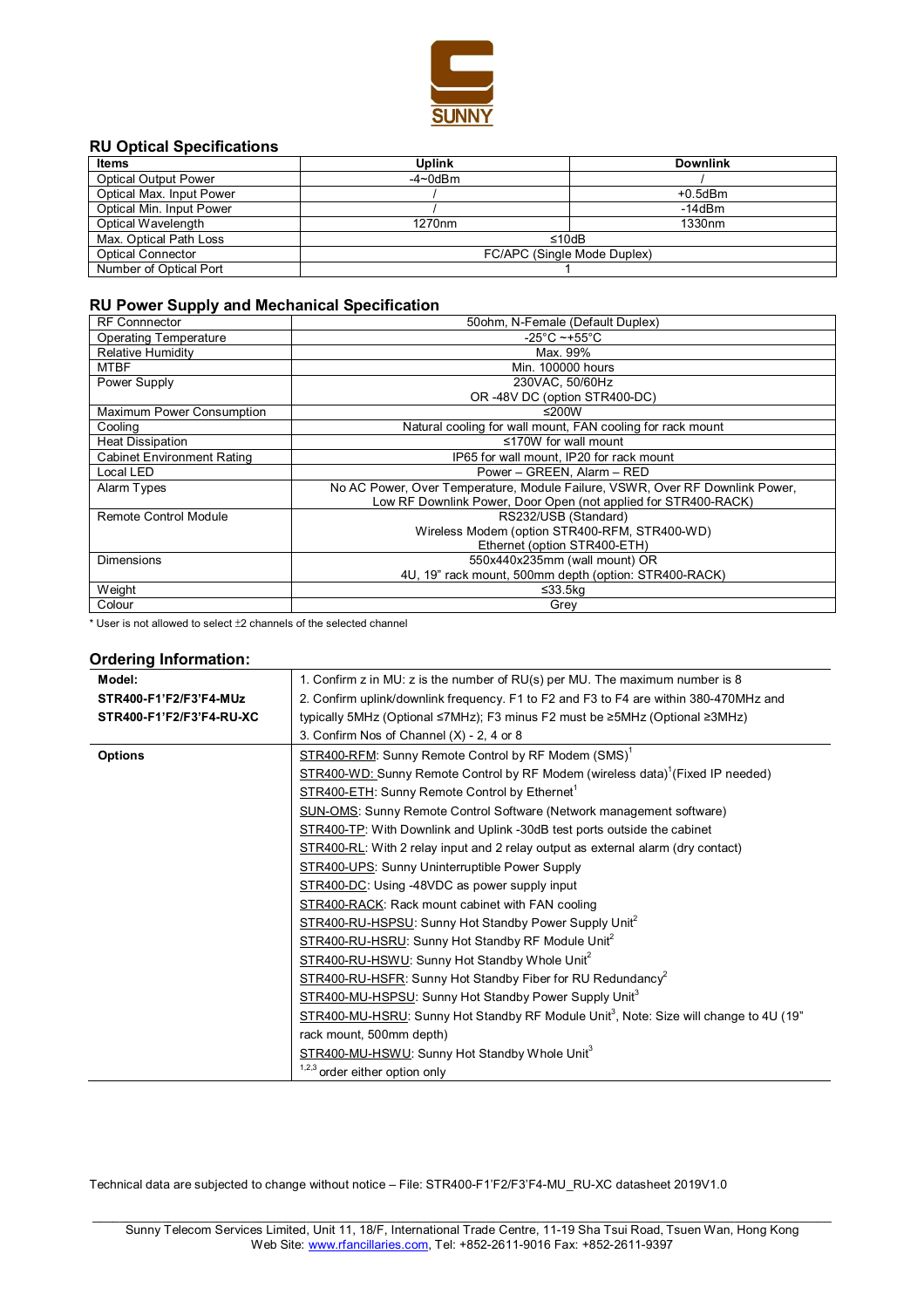SUNNY

## RU Optical Specifications

| Items | Uplink | Downlink |
|---|---|---|
| Optical Output Power | -4~0dBm | / |
| Optical Max. Input Power | / | +0.5dBm |
| Optical Min. Input Power | / | -14dBm |
| Optical Wavelength | 1270nm | 1330nm |
| Max. Optical Path Loss | ≤10dB | |
| Optical Connector | FC/APC (Single Mode Duplex) | |
| Number of Optical Port | 1 | |

## RU Power Supply and Mechanical Specification

| | |
|---|---|
| RF Connnector | 50ohm, N-Female (Default Duplex) |
| Operating Temperature | -25°C ~+55°C |
| Relative Humidity | Max. 99% |
| MTBF | Min. 100000 hours |
| Power Supply | 230VAC, 50/60Hz<br>OR -48V DC (option STR400-DC) |
| Maximum Power Consumption | ≤200W |
| Cooling | Natural cooling for wall mount, FAN cooling for rack mount |
| Heat Dissipation | ≤170W for wall mount |
| Cabinet Environment Rating | IP65 for wall mount, IP20 for rack mount |
| Local LED | Power – GREEN, Alarm – RED |
| Alarm Types | No AC Power, Over Temperature, Module Failure, VSWR, Over RF Downlink Power, Low RF Downlink Power, Door Open (not applied for STR400-RACK) |
| Remote Control Module | RS232/USB (Standard)<br>Wireless Modem (option STR400-RFM, STR400-WD)<br>Ethernet (option STR400-ETH) |
| Dimensions | 550x440x235mm (wall mount) OR<br>4U, 19" rack mount, 500mm depth (option: STR400-RACK) |
| Weight | ≤33.5kg |
| Colour | Grey |

* User is not allowed to select ±2 channels of the selected channel

## Ordering Information:

| | |
|---|---|
| **Model:**<br>**STR400-F1'F2/F3'F4-MUz**<br>**STR400-F1'F2/F3'F4-RU-XC** | 1. Confirm z in MU: z is the number of RU(s) per MU. The maximum number is 8<br>2. Confirm uplink/downlink frequency. F1 to F2 and F3 to F4 are within 380-470MHz and typically 5MHz (Optional ≤7MHz); F3 minus F2 must be ≥5MHz (Optional ≥3MHz)<br>3. Confirm Nos of Channel (X) - 2, 4 or 8 |
| **Options** | STR400-RFM: Sunny Remote Control by RF Modem (SMS)[1]<br>STR400-WD: Sunny Remote Control by RF Modem (wireless data)[1](Fixed IP needed)<br>STR400-ETH: Sunny Remote Control by Ethernet[1]<br>SUN-OMS: Sunny Remote Control Software (Network management software)<br>STR400-TP: With Downlink and Uplink -30dB test ports outside the cabinet<br>STR400-RL: With 2 relay input and 2 relay output as external alarm (dry contact)<br>STR400-UPS: Sunny Uninterruptible Power Supply<br>STR400-DC: Using -48VDC as power supply input<br>STR400-RACK: Rack mount cabinet with FAN cooling<br>STR400-RU-HSPSU: Sunny Hot Standby Power Supply Unit[2]<br>STR400-RU-HSRU: Sunny Hot Standby RF Module Unit[2]<br>STR400-RU-HSWU: Sunny Hot Standby Whole Unit[2]<br>STR400-RU-HSFR: Sunny Hot Standby Fiber for RU Redundancy[2]<br>STR400-MU-HSPSU: Sunny Hot Standby Power Supply Unit[3]<br>STR400-MU-HSRU: Sunny Hot Standby RF Module Unit[3], Note: Size will change to 4U (19" rack mount, 500mm depth)<br>STR400-MU-HSWU: Sunny Hot Standby Whole Unit[3]<br>[1,2,3] order either option only |

Technical data are subjected to change without notice – File: STR400-F1'F2/F3'F4-MU_RU-XC datasheet 2019V1.0

Sunny Telecom Services Limited, Unit 11, 18/F, International Trade Centre, 11-19 Sha Tsui Road, Tsuen Wan, Hong Kong
Web Site: www.rfancillaries.com, Tel: +852-2611-9016 Fax: +852-2611-9397